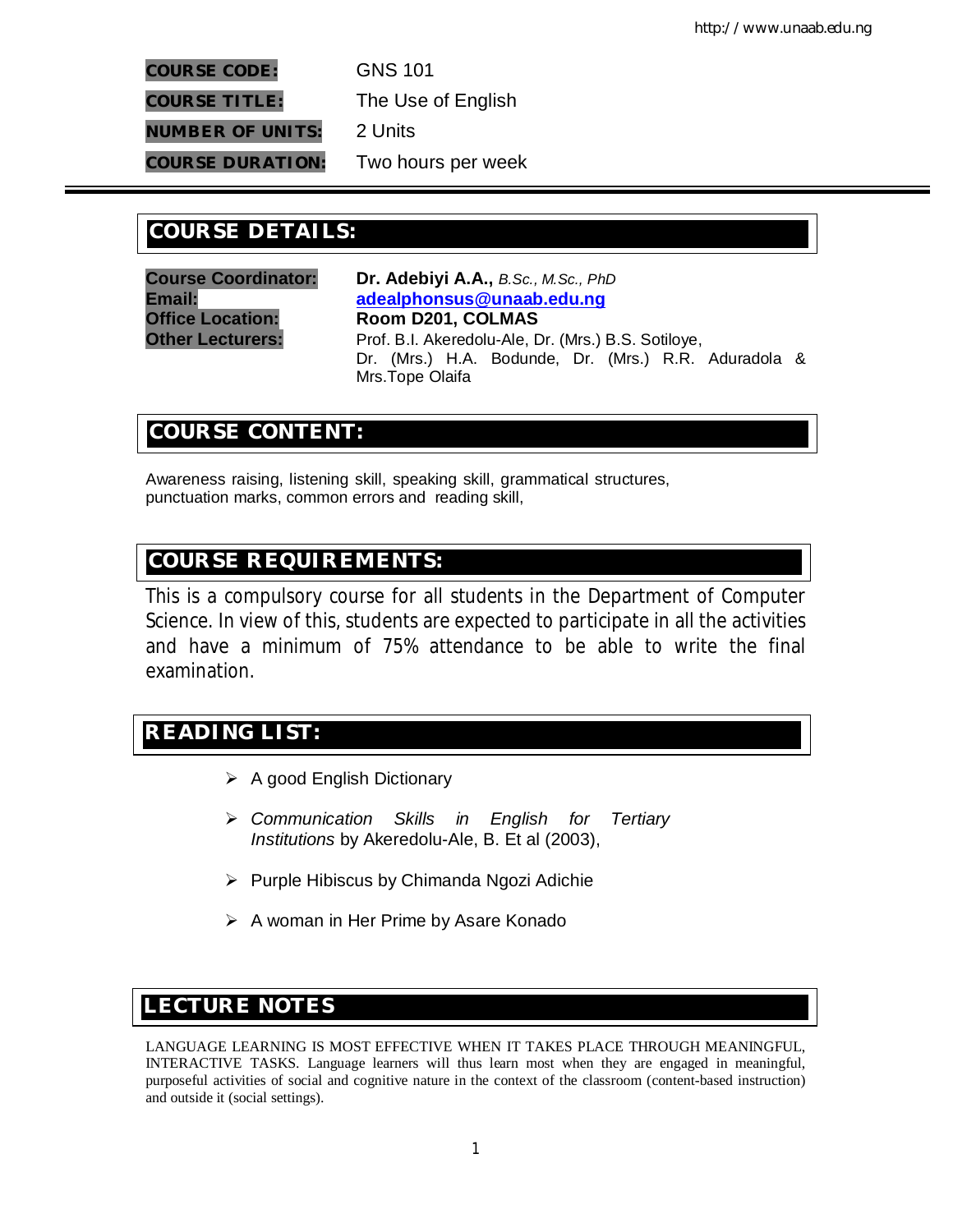**COURSE CODE:** GNS 101

**COURSE TITLE:** The Use of English

**NUMBER OF UNITS:** 2 Units

**COURSE DURATION:** Two hours per week

## COURSE DETAILS:

**Course Coordinator:** **Dr. Adebiyi A.A.,** *B.Sc., M.Sc., PhD*

**Email:** **adealphonsus@unaab.edu.ng**

**Office Location:** **Room D201, COLMAS**

**Other Lecturers:** Prof. B.I. Akeredolu-Ale, Dr. (Mrs.) B.S. Sotiloye, Dr. (Mrs.) H.A. Bodunde, Dr. (Mrs.) R.R. Aduradola & Mrs.Tope Olaifa

## COURSE CONTENT:

Awareness raising, listening skill, speaking skill, grammatical structures, punctuation marks, common errors and reading skill,

## COURSE REQUIREMENTS:

This is a compulsory course for all students in the Department of Computer Science. In view of this, students are expected to participate in all the activities and have a minimum of 75% attendance to be able to write the final examination.

## READING LIST:

- A good English Dictionary
- *Communication Skills in English for Tertiary Institutions* by Akeredolu-Ale, B. Et al (2003),
- Purple Hibiscus by Chimanda Ngozi Adichie
- A woman in Her Prime by Asare Konado

## LECTURE NOTES

LANGUAGE LEARNING IS MOST EFFECTIVE WHEN IT TAKES PLACE THROUGH MEANINGFUL, INTERACTIVE TASKS. Language learners will thus learn most when they are engaged in meaningful, purposeful activities of social and cognitive nature in the context of the classroom (content-based instruction) and outside it (social settings).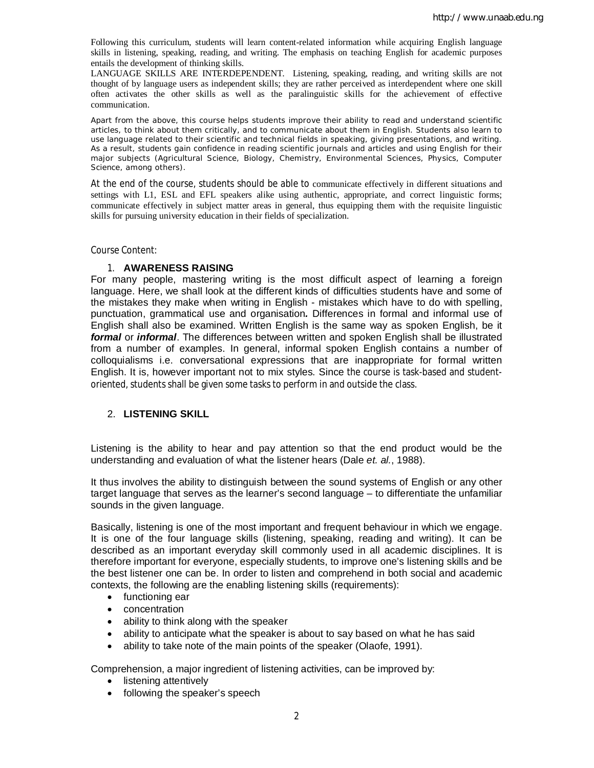Following this curriculum, students will learn content-related information while acquiring English language skills in listening, speaking, reading, and writing. The emphasis on teaching English for academic purposes entails the development of thinking skills.

LANGUAGE SKILLS ARE INTERDEPENDENT. Listening, speaking, reading, and writing skills are not thought of by language users as independent skills; they are rather perceived as interdependent where one skill often activates the other skills as well as the paralinguistic skills for the achievement of effective communication.

Apart from the above, this course helps students improve their ability to read and understand scientific articles, to think about them critically, and to communicate about them in English. Students also learn to use language related to their scientific and technical fields in speaking, giving presentations, and writing. As a result, students gain confidence in reading scientific journals and articles and using English for their major subjects (Agricultural Science, Biology, Chemistry, Environmental Sciences, Physics, Computer Science, among others).

At the end of the course, students should be able to communicate effectively in different situations and settings with L1, ESL and EFL speakers alike using authentic, appropriate, and correct linguistic forms; communicate effectively in subject matter areas in general, thus equipping them with the requisite linguistic skills for pursuing university education in their fields of specialization.

Course Content:

1. **AWARENESS RAISING**

For many people, mastering writing is the most difficult aspect of learning a foreign language. Here, we shall look at the different kinds of difficulties students have and some of the mistakes they make when writing in English - mistakes which have to do with spelling, punctuation, grammatical use and organisation*.* Differences in formal and informal use of English shall also be examined. Written English is the same way as spoken English, be it ***formal*** or ***informal***. The differences between written and spoken English shall be illustrated from a number of examples. In general, informal spoken English contains a number of colloquialisms i.e. conversational expressions that are inappropriate for formal written English. It is, however important not to mix styles. Since the course is task-based and student-oriented, students shall be given some tasks to perform in and outside the class.

2. **LISTENING SKILL**

Listening is the ability to hear and pay attention so that the end product would be the understanding and evaluation of what the listener hears (Dale *et. al.*, 1988).

It thus involves the ability to distinguish between the sound systems of English or any other target language that serves as the learner's second language – to differentiate the unfamiliar sounds in the given language.

Basically, listening is one of the most important and frequent behaviour in which we engage. It is one of the four language skills (listening, speaking, reading and writing). It can be described as an important everyday skill commonly used in all academic disciplines. It is therefore important for everyone, especially students, to improve one's listening skills and be the best listener one can be. In order to listen and comprehend in both social and academic contexts, the following are the enabling listening skills (requirements):

- functioning ear
- concentration
- ability to think along with the speaker
- ability to anticipate what the speaker is about to say based on what he has said
- ability to take note of the main points of the speaker (Olaofe, 1991).

Comprehension, a major ingredient of listening activities, can be improved by:

- listening attentively
- following the speaker's speech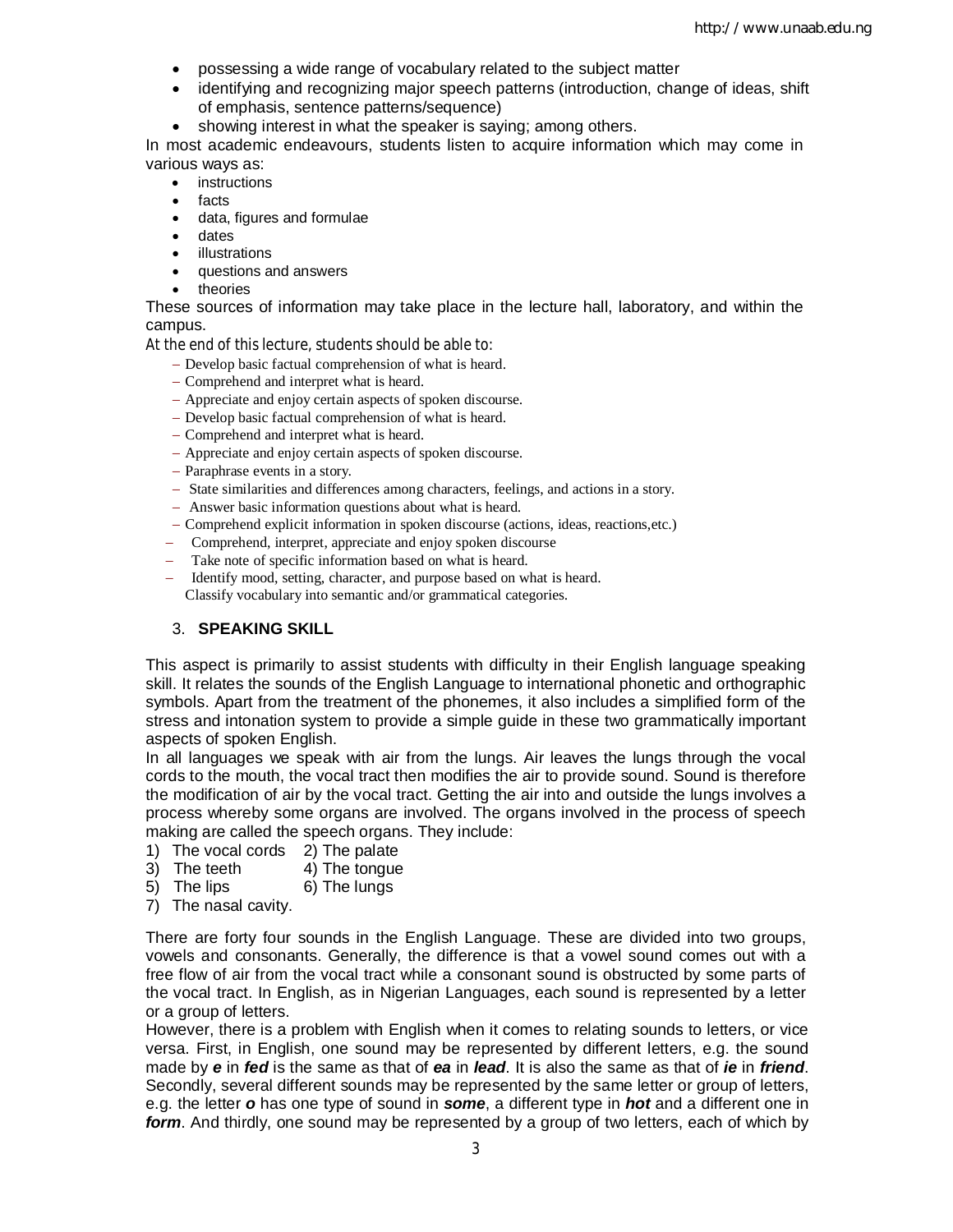- possessing a wide range of vocabulary related to the subject matter
- identifying and recognizing major speech patterns (introduction, change of ideas, shift of emphasis, sentence patterns/sequence)
- showing interest in what the speaker is saying; among others.

In most academic endeavours, students listen to acquire information which may come in various ways as:

- instructions
- facts
- data, figures and formulae
- dates
- illustrations
- questions and answers
- theories

These sources of information may take place in the lecture hall, laboratory, and within the campus.

At the end of this lecture, students should be able to:

- Develop basic factual comprehension of what is heard.
- Comprehend and interpret what is heard.
- Appreciate and enjoy certain aspects of spoken discourse.
- Develop basic factual comprehension of what is heard.
- Comprehend and interpret what is heard.
- Appreciate and enjoy certain aspects of spoken discourse.
- Paraphrase events in a story.
- State similarities and differences among characters, feelings, and actions in a story.
- Answer basic information questions about what is heard.
- Comprehend explicit information in spoken discourse (actions, ideas, reactions,etc.)
- Comprehend, interpret, appreciate and enjoy spoken discourse
- Take note of specific information based on what is heard.
- Identify mood, setting, character, and purpose based on what is heard.
  Classify vocabulary into semantic and/or grammatical categories.

### 3. SPEAKING SKILL

This aspect is primarily to assist students with difficulty in their English language speaking skill. It relates the sounds of the English Language to international phonetic and orthographic symbols. Apart from the treatment of the phonemes, it also includes a simplified form of the stress and intonation system to provide a simple guide in these two grammatically important aspects of spoken English.

In all languages we speak with air from the lungs. Air leaves the lungs through the vocal cords to the mouth, the vocal tract then modifies the air to provide sound. Sound is therefore the modification of air by the vocal tract. Getting the air into and outside the lungs involves a process whereby some organs are involved. The organs involved in the process of speech making are called the speech organs. They include:

1) The vocal cords 2) The palate
3) The teeth 4) The tongue
5) The lips 6) The lungs
7) The nasal cavity.

There are forty four sounds in the English Language. These are divided into two groups, vowels and consonants. Generally, the difference is that a vowel sound comes out with a free flow of air from the vocal tract while a consonant sound is obstructed by some parts of the vocal tract. In English, as in Nigerian Languages, each sound is represented by a letter or a group of letters.

However, there is a problem with English when it comes to relating sounds to letters, or vice versa. First, in English, one sound may be represented by different letters, e.g. the sound made by ***e*** in ***fed*** is the same as that of ***ea*** in ***lead***. It is also the same as that of ***ie*** in ***friend***. Secondly, several different sounds may be represented by the same letter or group of letters, e.g. the letter ***o*** has one type of sound in ***some***, a different type in ***hot*** and a different one in ***form***. And thirdly, one sound may be represented by a group of two letters, each of which by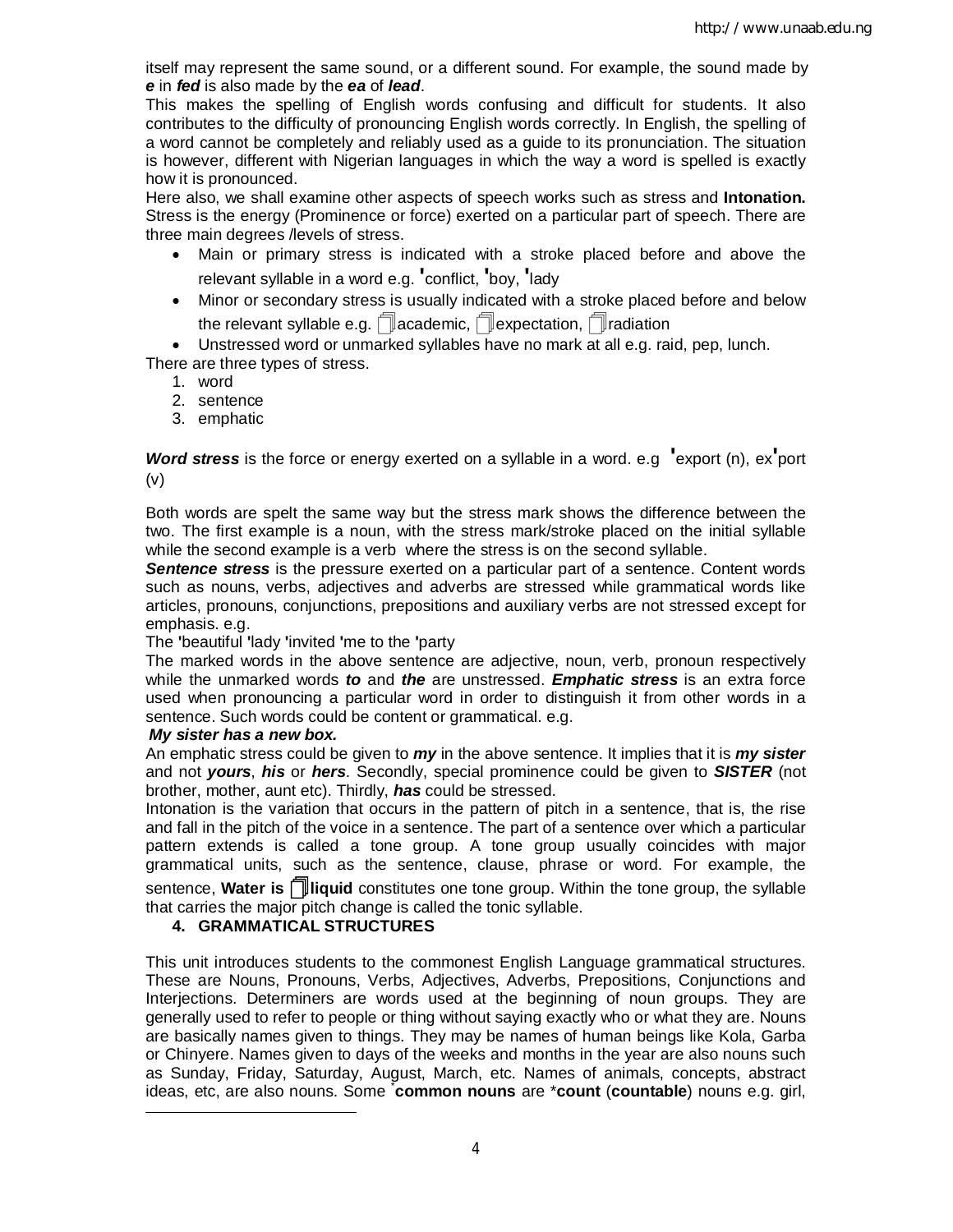itself may represent the same sound, or a different sound. For example, the sound made by ***e*** in ***fed*** is also made by the ***ea*** of ***lead***.

This makes the spelling of English words confusing and difficult for students. It also contributes to the difficulty of pronouncing English words correctly. In English, the spelling of a word cannot be completely and reliably used as a guide to its pronunciation. The situation is however, different with Nigerian languages in which the way a word is spelled is exactly how it is pronounced.

Here also, we shall examine other aspects of speech works such as stress and **Intonation.** Stress is the energy (Prominence or force) exerted on a particular part of speech. There are three main degrees /levels of stress.

- Main or primary stress is indicated with a stroke placed before and above the relevant syllable in a word e.g. ˈconflict, ˈboy, ˈlady
- Minor or secondary stress is usually indicated with a stroke placed before and below the relevant syllable e.g. ˌacademic, ˌexpectation, ˌradiation
- Unstressed word or unmarked syllables have no mark at all e.g. raid, pep, lunch.

There are three types of stress.

1. word
2. sentence
3. emphatic

***Word stress*** is the force or energy exerted on a syllable in a word. e.g ˈexport (n), exˈport (v)

Both words are spelt the same way but the stress mark shows the difference between the two. The first example is a noun, with the stress mark/stroke placed on the initial syllable while the second example is a verb where the stress is on the second syllable.

***Sentence stress*** is the pressure exerted on a particular part of a sentence. Content words such as nouns, verbs, adjectives and adverbs are stressed while grammatical words like articles, pronouns, conjunctions, prepositions and auxiliary verbs are not stressed except for emphasis. e.g.

The ˈbeautiful ˈlady ˈinvited ˈme to the ˈparty

The marked words in the above sentence are adjective, noun, verb, pronoun respectively while the unmarked words ***to*** and ***the*** are unstressed. ***Emphatic stress*** is an extra force used when pronouncing a particular word in order to distinguish it from other words in a sentence. Such words could be content or grammatical. e.g.

***My sister has a new box.***

An emphatic stress could be given to ***my*** in the above sentence. It implies that it is ***my sister*** and not ***yours***, ***his*** or ***hers***. Secondly, special prominence could be given to ***SISTER*** (not brother, mother, aunt etc). Thirdly, ***has*** could be stressed.

Intonation is the variation that occurs in the pattern of pitch in a sentence, that is, the rise and fall in the pitch of the voice in a sentence. The part of a sentence over which a particular pattern extends is called a tone group. A tone group usually coincides with major grammatical units, such as the sentence, clause, phrase or word. For example, the sentence, **Water is liquid** constitutes one tone group. Within the tone group, the syllable that carries the major pitch change is called the tonic syllable.

## 4. GRAMMATICAL STRUCTURES

This unit introduces students to the commonest English Language grammatical structures. These are Nouns, Pronouns, Verbs, Adjectives, Adverbs, Prepositions, Conjunctions and Interjections. Determiners are words used at the beginning of noun groups. They are generally used to refer to people or thing without saying exactly who or what they are. Nouns are basically names given to things. They may be names of human beings like Kola, Garba or Chinyere. Names given to days of the weeks and months in the year are also nouns such as Sunday, Friday, Saturday, August, March, etc. Names of animals, concepts, abstract ideas, etc, are also nouns. Some *common nouns* are *count (countable)* nouns e.g. girl,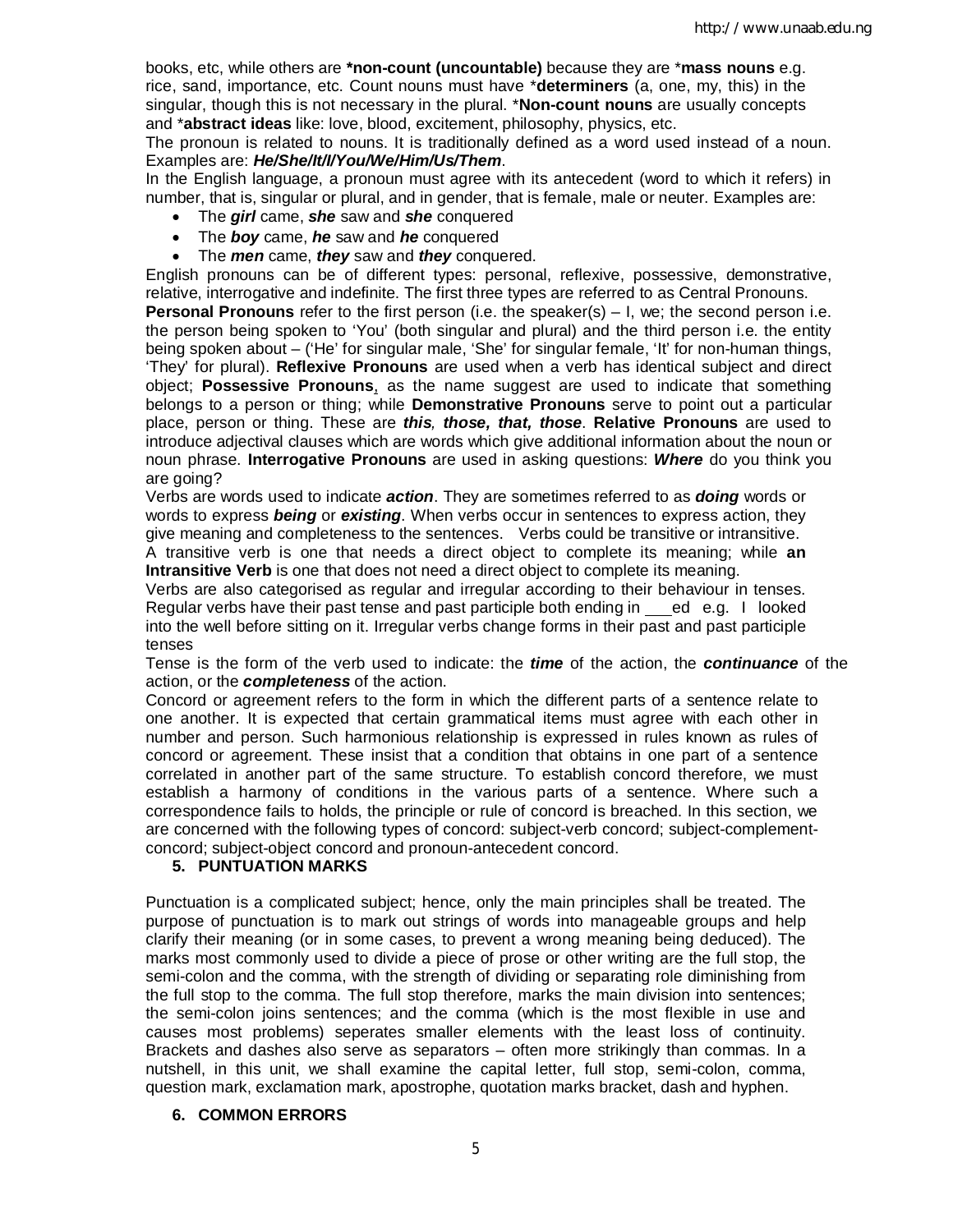books, etc, while others are ***non-count (uncountable)** because they are ***mass nouns** e.g. rice, sand, importance, etc. Count nouns must have ***determiners** (a, one, my, this) in the singular, though this is not necessary in the plural. ***Non-count nouns** are usually concepts and ***abstract ideas** like: love, blood, excitement, philosophy, physics, etc.

The pronoun is related to nouns. It is traditionally defined as a word used instead of a noun. Examples are: ***He/She/It/I/You/We/Him/Us/Them***.

In the English language, a pronoun must agree with its antecedent (word to which it refers) in number, that is, singular or plural, and in gender, that is female, male or neuter. Examples are:

- The ***girl*** came, ***she*** saw and ***she*** conquered
- The ***boy*** came, ***he*** saw and ***he*** conquered
- The ***men*** came, ***they*** saw and ***they*** conquered.

English pronouns can be of different types: personal, reflexive, possessive, demonstrative, relative, interrogative and indefinite. The first three types are referred to as Central Pronouns.

**Personal Pronouns** refer to the first person (i.e. the speaker(s) – I, we; the second person i.e. the person being spoken to 'You' (both singular and plural) and the third person i.e. the entity being spoken about – ('He' for singular male, 'She' for singular female, 'It' for non-human things, 'They' for plural). **Reflexive Pronouns** are used when a verb has identical subject and direct object; **Possessive Pronouns**, as the name suggest are used to indicate that something belongs to a person or thing; while **Demonstrative Pronouns** serve to point out a particular place, person or thing. These are ***this, those, that, those***. **Relative Pronouns** are used to introduce adjectival clauses which are words which give additional information about the noun or noun phrase. **Interrogative Pronouns** are used in asking questions: ***Where*** do you think you are going?

Verbs are words used to indicate ***action***. They are sometimes referred to as ***doing*** words or words to express ***being*** or ***existing***. When verbs occur in sentences to express action, they give meaning and completeness to the sentences. Verbs could be transitive or intransitive.

A transitive verb is one that needs a direct object to complete its meaning; while **an Intransitive Verb** is one that does not need a direct object to complete its meaning.

Verbs are also categorised as regular and irregular according to their behaviour in tenses. Regular verbs have their past tense and past participle both ending in ___ed e.g. I looked into the well before sitting on it. Irregular verbs change forms in their past and past participle tenses

Tense is the form of the verb used to indicate: the ***time*** of the action, the ***continuance*** of the action, or the ***completeness*** of the action.

Concord or agreement refers to the form in which the different parts of a sentence relate to one another. It is expected that certain grammatical items must agree with each other in number and person. Such harmonious relationship is expressed in rules known as rules of concord or agreement. These insist that a condition that obtains in one part of a sentence correlated in another part of the same structure. To establish concord therefore, we must establish a harmony of conditions in the various parts of a sentence. Where such a correspondence fails to holds, the principle or rule of concord is breached. In this section, we are concerned with the following types of concord: subject-verb concord; subject-complement-concord; subject-object concord and pronoun-antecedent concord.

## 5. PUNTUATION MARKS

Punctuation is a complicated subject; hence, only the main principles shall be treated. The purpose of punctuation is to mark out strings of words into manageable groups and help clarify their meaning (or in some cases, to prevent a wrong meaning being deduced). The marks most commonly used to divide a piece of prose or other writing are the full stop, the semi-colon and the comma, with the strength of dividing or separating role diminishing from the full stop to the comma. The full stop therefore, marks the main division into sentences; the semi-colon joins sentences; and the comma (which is the most flexible in use and causes most problems) seperates smaller elements with the least loss of continuity. Brackets and dashes also serve as separators – often more strikingly than commas. In a nutshell, in this unit, we shall examine the capital letter, full stop, semi-colon, comma, question mark, exclamation mark, apostrophe, quotation marks bracket, dash and hyphen.

## 6. COMMON ERRORS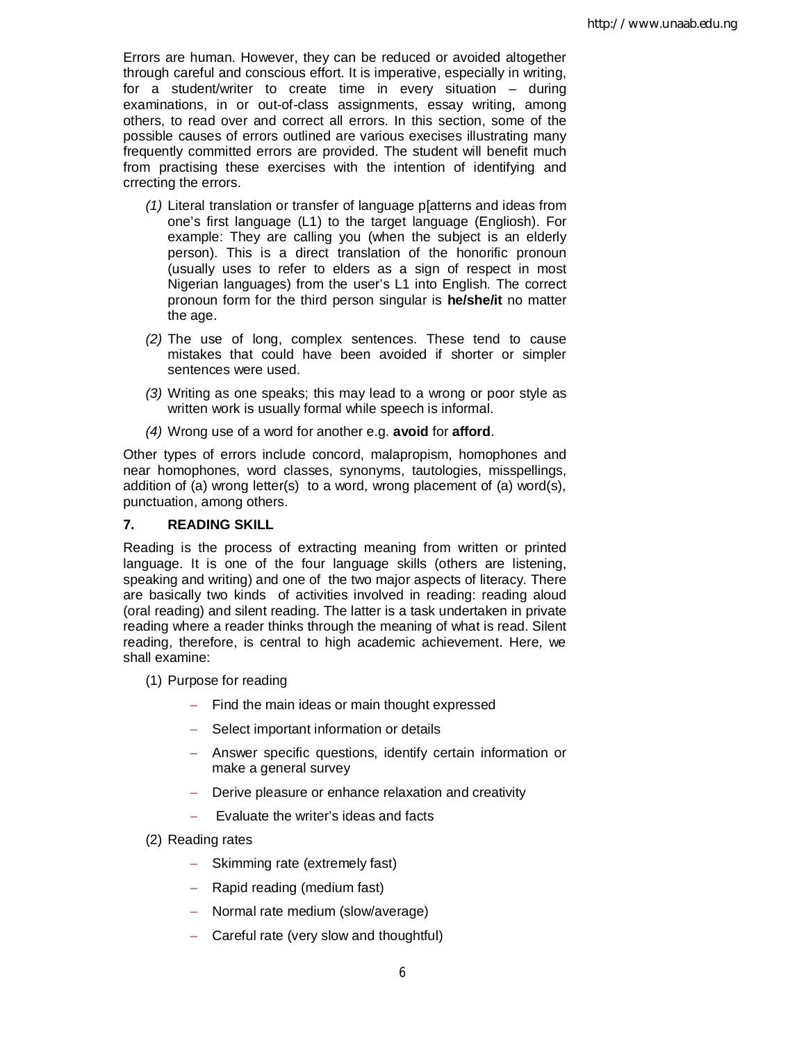Errors are human. However, they can be reduced or avoided altogether through careful and conscious effort. It is imperative, especially in writing, for a student/writer to create time in every situation – during examinations, in or out-of-class assignments, essay writing, among others, to read over and correct all errors. In this section, some of the possible causes of errors outlined are various execises illustrating many frequently committed errors are provided. The student will benefit much from practising these exercises with the intention of identifying and crrecting the errors.

*(1)* Literal translation or transfer of language p[atterns and ideas from one's first language (L1) to the target language (Engliosh). For example: They are calling you (when the subject is an elderly person). This is a direct translation of the honorific pronoun (usually uses to refer to elders as a sign of respect in most Nigerian languages) from the user's L1 into English. The correct pronoun form for the third person singular is **he/she/it** no matter the age.

*(2)* The use of long, complex sentences. These tend to cause mistakes that could have been avoided if shorter or simpler sentences were used.

*(3)* Writing as one speaks; this may lead to a wrong or poor style as written work is usually formal while speech is informal.

*(4)* Wrong use of a word for another e.g. **avoid** for **afford**.

Other types of errors include concord, malapropism, homophones and near homophones, word classes, synonyms, tautologies, misspellings, addition of (a) wrong letter(s) to a word, wrong placement of (a) word(s), punctuation, among others.

## 7. READING SKILL

Reading is the process of extracting meaning from written or printed language. It is one of the four language skills (others are listening, speaking and writing) and one of the two major aspects of literacy. There are basically two kinds of activities involved in reading: reading aloud (oral reading) and silent reading. The latter is a task undertaken in private reading where a reader thinks through the meaning of what is read. Silent reading, therefore, is central to high academic achievement. Here, we shall examine:

(1) Purpose for reading

- Find the main ideas or main thought expressed
- Select important information or details
- Answer specific questions, identify certain information or make a general survey
- Derive pleasure or enhance relaxation and creativity
- Evaluate the writer's ideas and facts

(2) Reading rates

- Skimming rate (extremely fast)
- Rapid reading (medium fast)
- Normal rate medium (slow/average)
- Careful rate (very slow and thoughtful)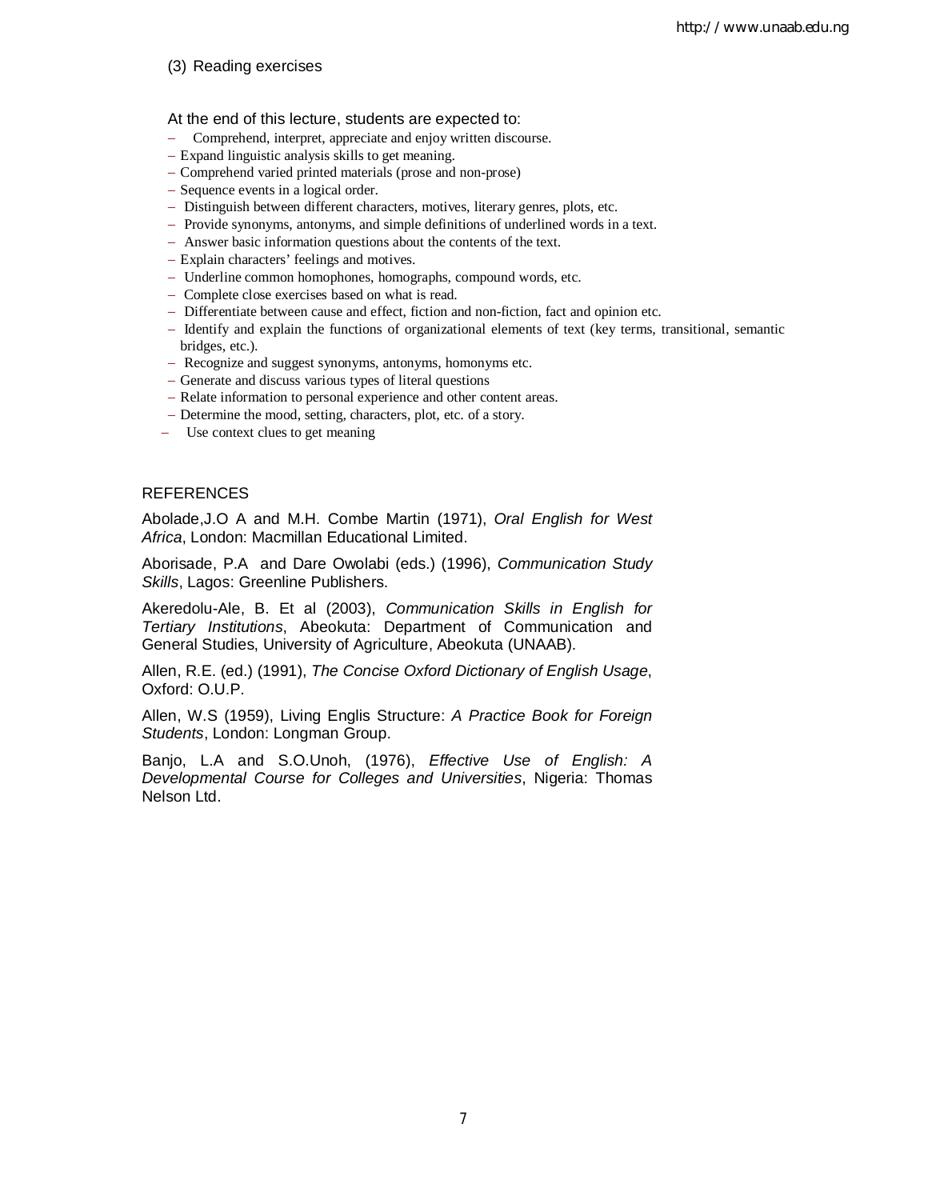(3) Reading exercises

At the end of this lecture, students are expected to:

- Comprehend, interpret, appreciate and enjoy written discourse.
- Expand linguistic analysis skills to get meaning.
- Comprehend varied printed materials (prose and non-prose)
- Sequence events in a logical order.
- Distinguish between different characters, motives, literary genres, plots, etc.
- Provide synonyms, antonyms, and simple definitions of underlined words in a text.
- Answer basic information questions about the contents of the text.
- Explain characters' feelings and motives.
- Underline common homophones, homographs, compound words, etc.
- Complete close exercises based on what is read.
- Differentiate between cause and effect, fiction and non-fiction, fact and opinion etc.
- Identify and explain the functions of organizational elements of text (key terms, transitional, semantic bridges, etc.).
- Recognize and suggest synonyms, antonyms, homonyms etc.
- Generate and discuss various types of literal questions
- Relate information to personal experience and other content areas.
- Determine the mood, setting, characters, plot, etc. of a story.
- Use context clues to get meaning

## REFERENCES

Abolade,J.O A and M.H. Combe Martin (1971), *Oral English for West Africa*, London: Macmillan Educational Limited.

Aborisade, P.A and Dare Owolabi (eds.) (1996), *Communication Study Skills*, Lagos: Greenline Publishers.

Akeredolu-Ale, B. Et al (2003), *Communication Skills in English for Tertiary Institutions*, Abeokuta: Department of Communication and General Studies, University of Agriculture, Abeokuta (UNAAB).

Allen, R.E. (ed.) (1991), *The Concise Oxford Dictionary of English Usage*, Oxford: O.U.P.

Allen, W.S (1959), Living Englis Structure: *A Practice Book for Foreign Students*, London: Longman Group.

Banjo, L.A and S.O.Unoh, (1976), *Effective Use of English: A Developmental Course for Colleges and Universities*, Nigeria: Thomas Nelson Ltd.